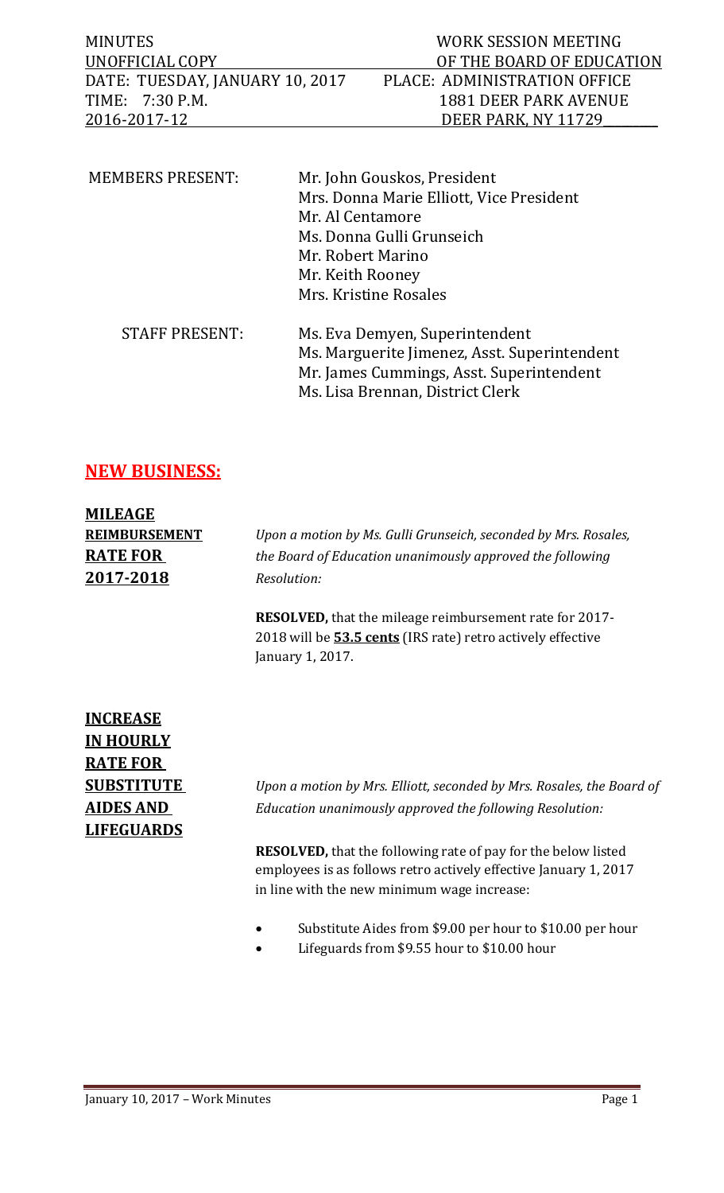| MINUTES | WORK SESSION MEETING |
|---|---|
| UNOFFICIAL COPY | OF THE BOARD OF EDUCATION |
| DATE: TUESDAY, JANUARY 10, 2017 | PLACE: ADMINISTRATION OFFICE |
| TIME: 7:30 P.M. | 1881 DEER PARK AVENUE |
| 2016-2017-12 | DEER PARK, NY 11729 |

MEMBERS PRESENT:
- Mr. John Gouskos, President
- Mrs. Donna Marie Elliott, Vice President
- Mr. Al Centamore
- Ms. Donna Gulli Grunseich
- Mr. Robert Marino
- Mr. Keith Rooney
- Mrs. Kristine Rosales

STAFF PRESENT:
- Ms. Eva Demyen, Superintendent
- Ms. Marguerite Jimenez, Asst. Superintendent
- Mr. James Cummings, Asst. Superintendent
- Ms. Lisa Brennan, District Clerk

## NEW BUSINESS:

**MILEAGE REIMBURSEMENT RATE FOR 2017-2018**

*Upon a motion by Ms. Gulli Grunseich, seconded by Mrs. Rosales, the Board of Education unanimously approved the following Resolution:*

**RESOLVED,** that the mileage reimbursement rate for 2017-2018 will be **53.5 cents** (IRS rate) retro actively effective January 1, 2017.

**INCREASE IN HOURLY RATE FOR SUBSTITUTE AIDES AND LIFEGUARDS**

*Upon a motion by Mrs. Elliott, seconded by Mrs. Rosales, the Board of Education unanimously approved the following Resolution:*

**RESOLVED,** that the following rate of pay for the below listed employees is as follows retro actively effective January 1, 2017 in line with the new minimum wage increase:

- Substitute Aides from $9.00 per hour to $10.00 per hour
- Lifeguards from $9.55 hour to $10.00 hour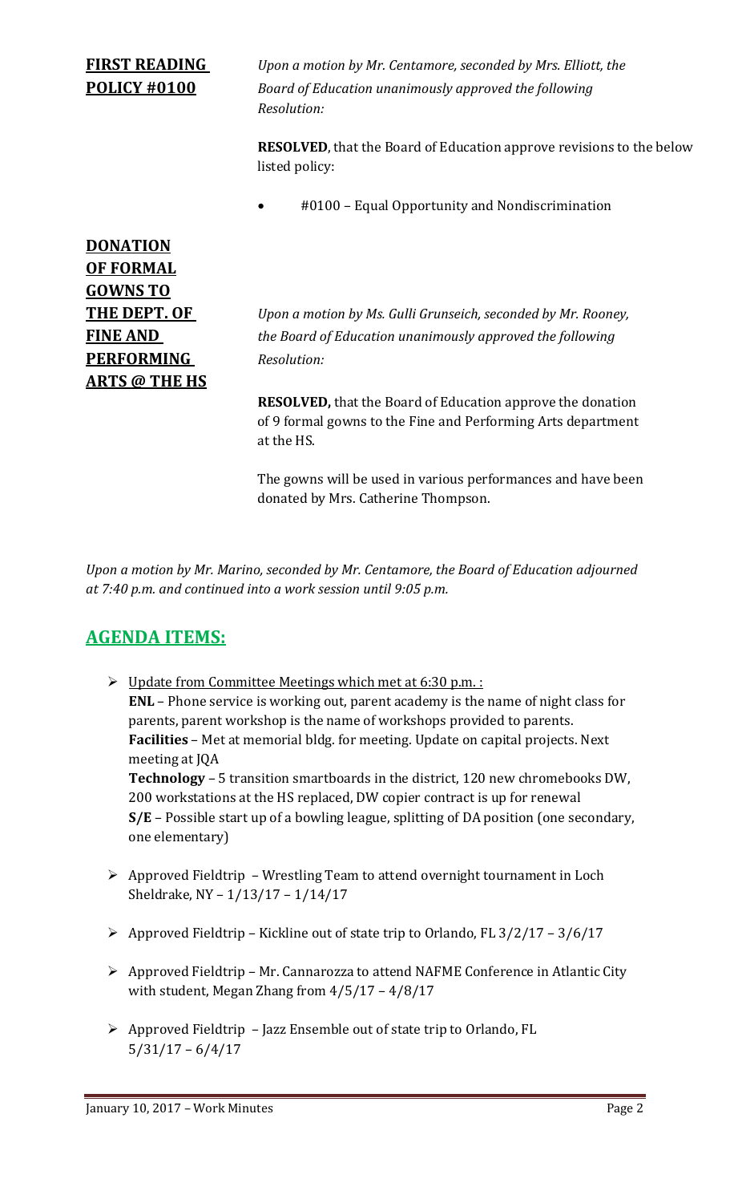**FIRST READING POLICY #0100**

*Upon a motion by Mr. Centamore, seconded by Mrs. Elliott, the Board of Education unanimously approved the following Resolution:*

**RESOLVED**, that the Board of Education approve revisions to the below listed policy:

- #0100 – Equal Opportunity and Nondiscrimination

**DONATION OF FORMAL GOWNS TO THE DEPT. OF FINE AND PERFORMING ARTS @ THE HS**

*Upon a motion by Ms. Gulli Grunseich, seconded by Mr. Rooney, the Board of Education unanimously approved the following Resolution:*

**RESOLVED,** that the Board of Education approve the donation of 9 formal gowns to the Fine and Performing Arts department at the HS.

The gowns will be used in various performances and have been donated by Mrs. Catherine Thompson.

*Upon a motion by Mr. Marino, seconded by Mr. Centamore, the Board of Education adjourned at 7:40 p.m. and continued into a work session until 9:05 p.m.*

## AGENDA ITEMS:

- Update from Committee Meetings which met at 6:30 p.m. :
  **ENL** – Phone service is working out, parent academy is the name of night class for parents, parent workshop is the name of workshops provided to parents.
  **Facilities** – Met at memorial bldg. for meeting. Update on capital projects. Next meeting at JQA
  **Technology** – 5 transition smartboards in the district, 120 new chromebooks DW, 200 workstations at the HS replaced, DW copier contract is up for renewal
  **S/E** – Possible start up of a bowling league, splitting of DA position (one secondary, one elementary)
- Approved Fieldtrip – Wrestling Team to attend overnight tournament in Loch Sheldrake, NY – 1/13/17 – 1/14/17
- Approved Fieldtrip – Kickline out of state trip to Orlando, FL 3/2/17 – 3/6/17
- Approved Fieldtrip – Mr. Cannarozza to attend NAFME Conference in Atlantic City with student, Megan Zhang from 4/5/17 – 4/8/17
- Approved Fieldtrip – Jazz Ensemble out of state trip to Orlando, FL 5/31/17 – 6/4/17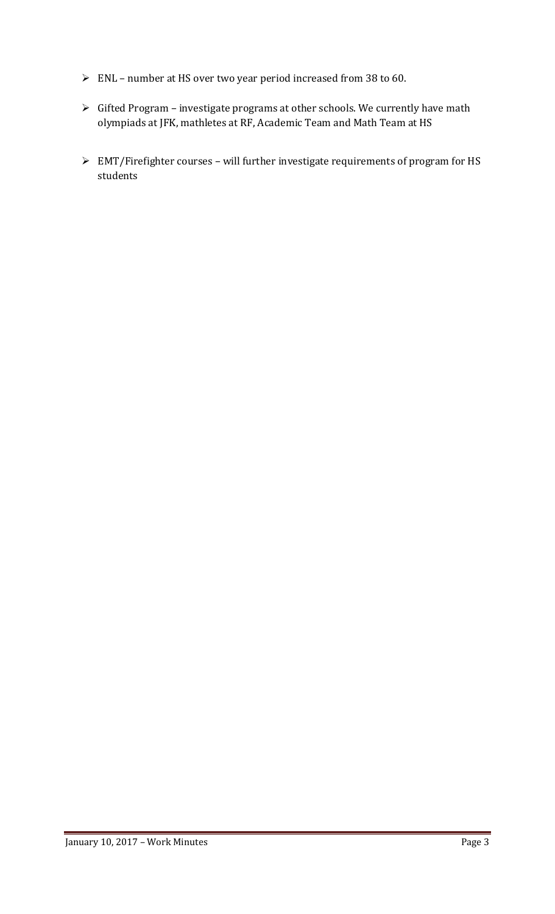- ENL – number at HS over two year period increased from 38 to 60.
- Gifted Program – investigate programs at other schools. We currently have math olympiads at JFK, mathletes at RF, Academic Team and Math Team at HS
- EMT/Firefighter courses – will further investigate requirements of program for HS students